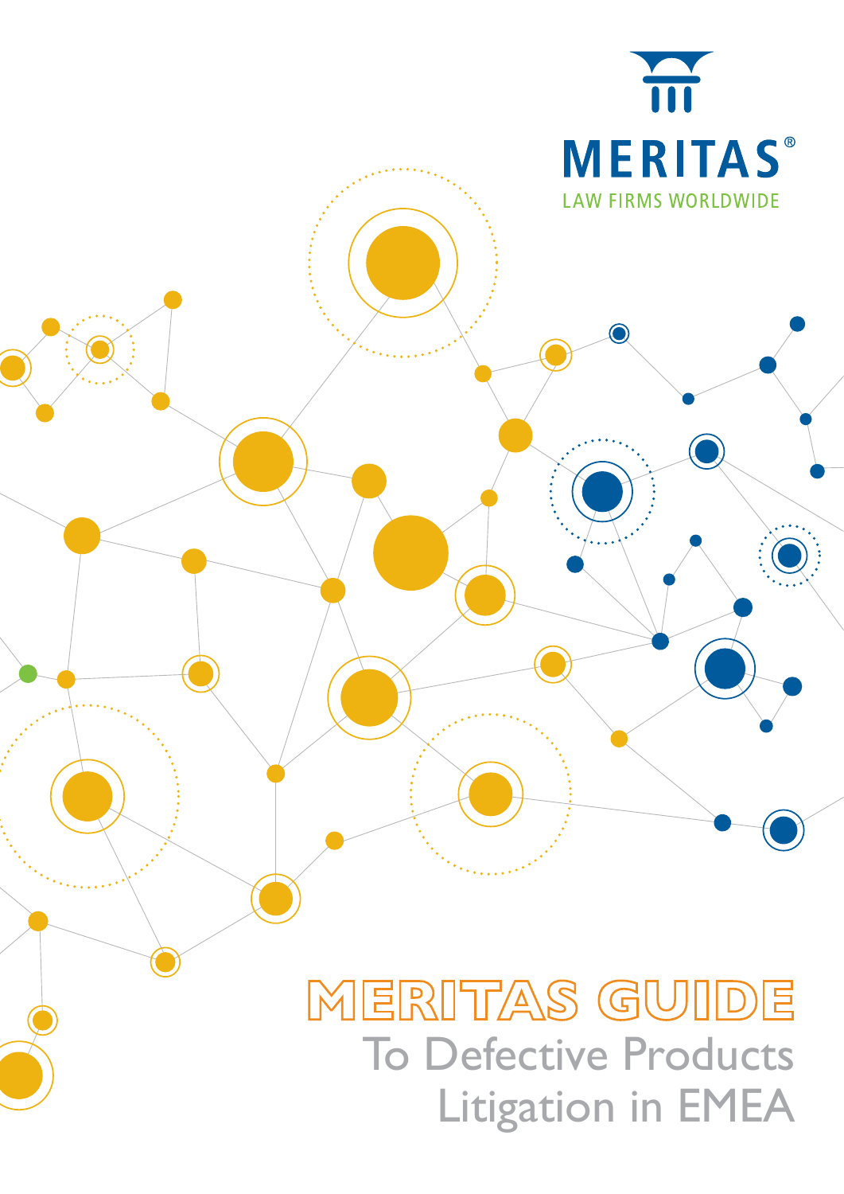MERITAS®

LAW FIRMS WORLDWIDE

# MERITAS GUIDE

## To Defective Products Litigation in EMEA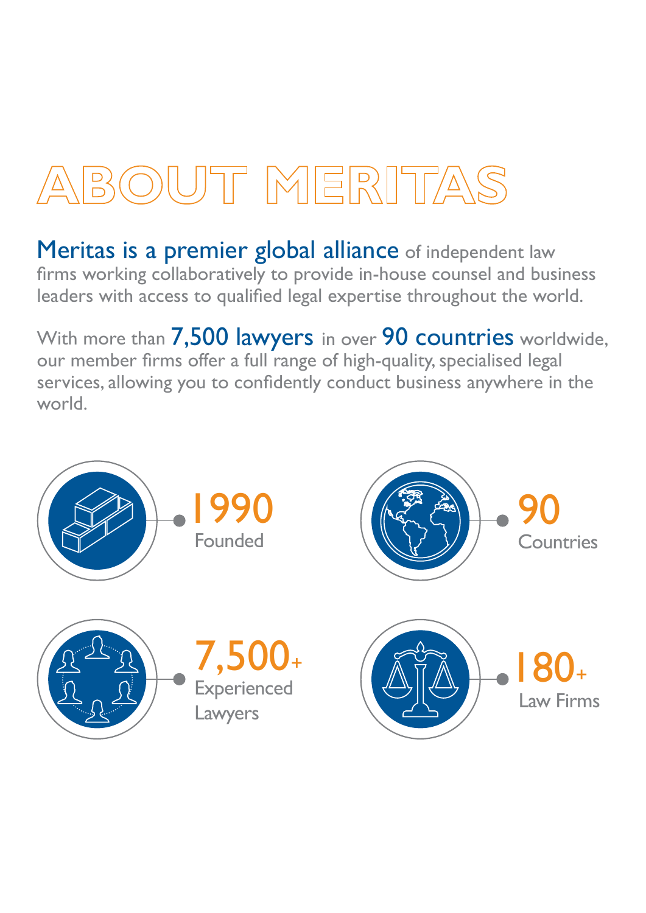# ABOUT MERITAS

**Meritas is a premier global alliance** of independent law firms working collaboratively to provide in-house counsel and business leaders with access to qualified legal expertise throughout the world.

With more than **7,500 lawyers** in over **90 countries** worldwide, our member firms offer a full range of high-quality, specialised legal services, allowing you to confidently conduct business anywhere in the world.

**1990**
Founded

**90**
Countries

**7,500+**
Experienced Lawyers

**180+**
Law Firms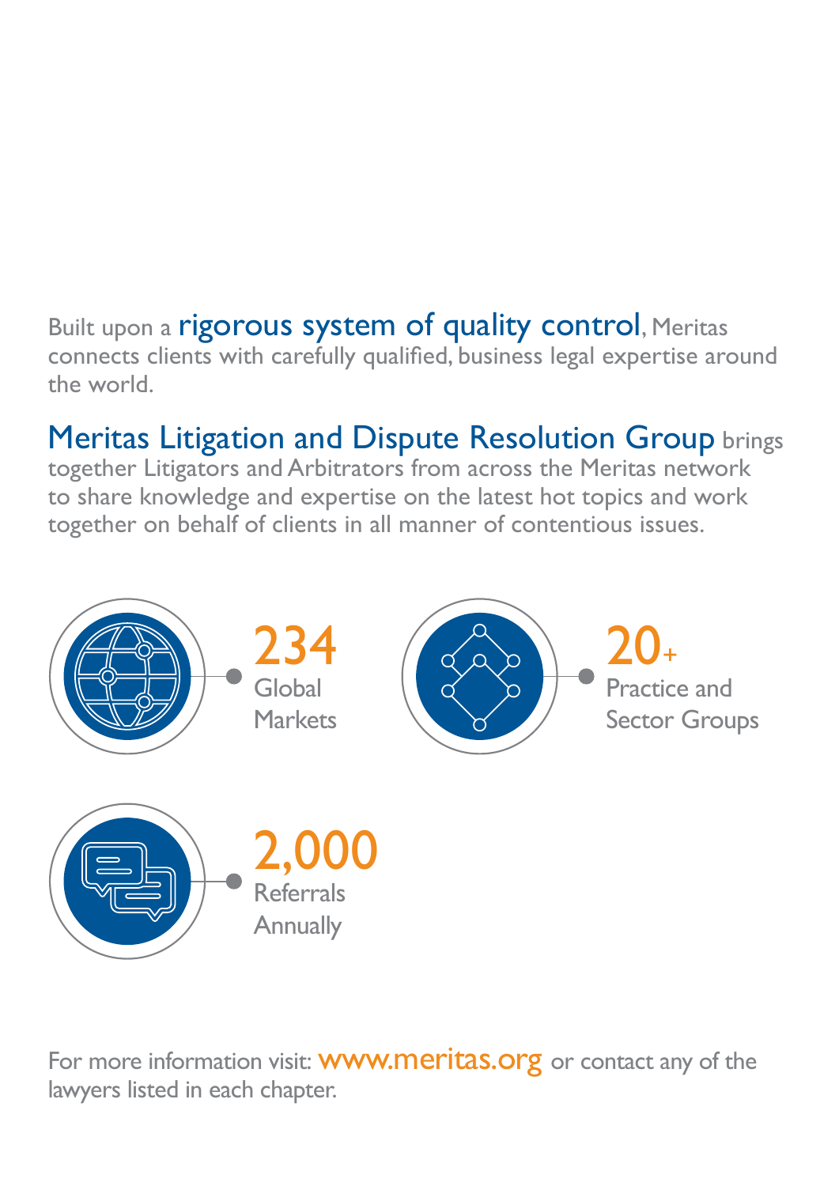Built upon a **rigorous system of quality control**, Meritas connects clients with carefully qualified, business legal expertise around the world.

**Meritas Litigation and Dispute Resolution Group** brings together Litigators and Arbitrators from across the Meritas network to share knowledge and expertise on the latest hot topics and work together on behalf of clients in all manner of contentious issues.

**234**
Global Markets

**20+**
Practice and Sector Groups

**2,000**
Referrals Annually

For more information visit: **www.meritas.org** or contact any of the lawyers listed in each chapter.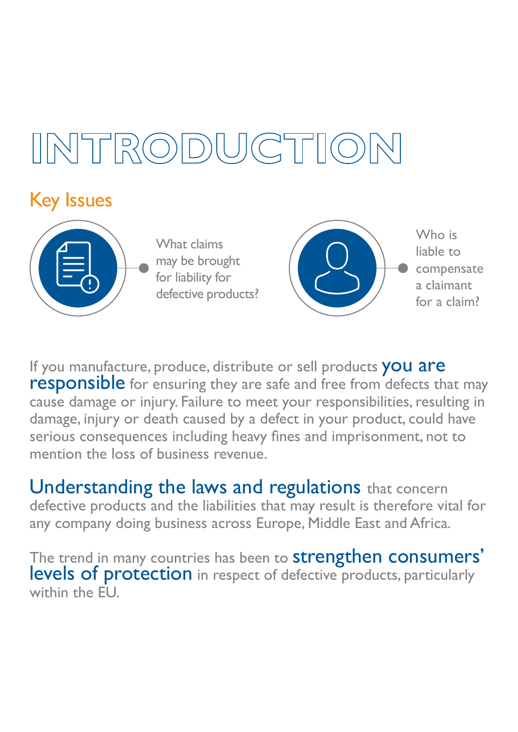# INTRODUCTION

## Key Issues

- What claims may be brought for liability for defective products?
- Who is liable to compensate a claimant for a claim?

If you manufacture, produce, distribute or sell products **you are responsible** for ensuring they are safe and free from defects that may cause damage or injury. Failure to meet your responsibilities, resulting in damage, injury or death caused by a defect in your product, could have serious consequences including heavy fines and imprisonment, not to mention the loss of business revenue.

**Understanding the laws and regulations** that concern defective products and the liabilities that may result is therefore vital for any company doing business across Europe, Middle East and Africa.

The trend in many countries has been to **strengthen consumers' levels of protection** in respect of defective products, particularly within the EU.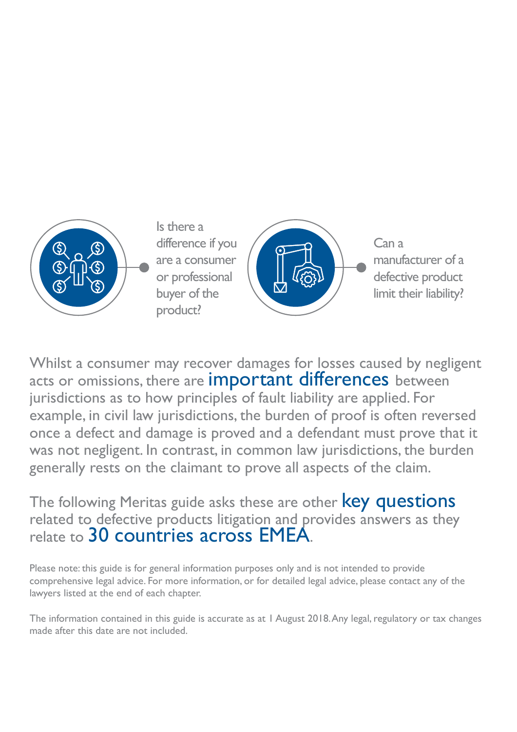Is there a difference if you are a consumer or professional buyer of the product?

Can a manufacturer of a defective product limit their liability?

Whilst a consumer may recover damages for losses caused by negligent acts or omissions, there are **important differences** between jurisdictions as to how principles of fault liability are applied. For example, in civil law jurisdictions, the burden of proof is often reversed once a defect and damage is proved and a defendant must prove that it was not negligent. In contrast, in common law jurisdictions, the burden generally rests on the claimant to prove all aspects of the claim.

The following Meritas guide asks these are other **key questions** related to defective products litigation and provides answers as they relate to **30 countries across EMEA**.

Please note: this guide is for general information purposes only and is not intended to provide comprehensive legal advice. For more information, or for detailed legal advice, please contact any of the lawyers listed at the end of each chapter.

The information contained in this guide is accurate as at 1 August 2018. Any legal, regulatory or tax changes made after this date are not included.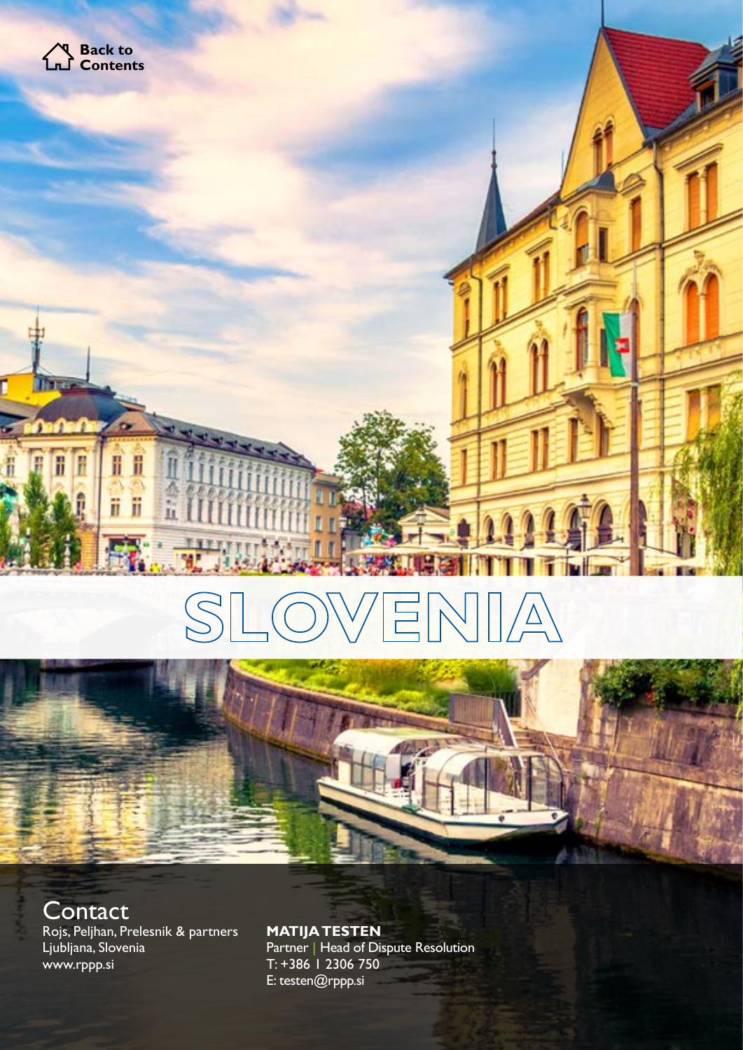Back to Contents

# SLOVENIA

## Contact

Rojs, Peljhan, Prelesnik & partners
Ljubljana, Slovenia
www.rppp.si

**MATIJA TESTEN**
Partner | Head of Dispute Resolution
T: +386 1 2306 750
E: testen@rppp.si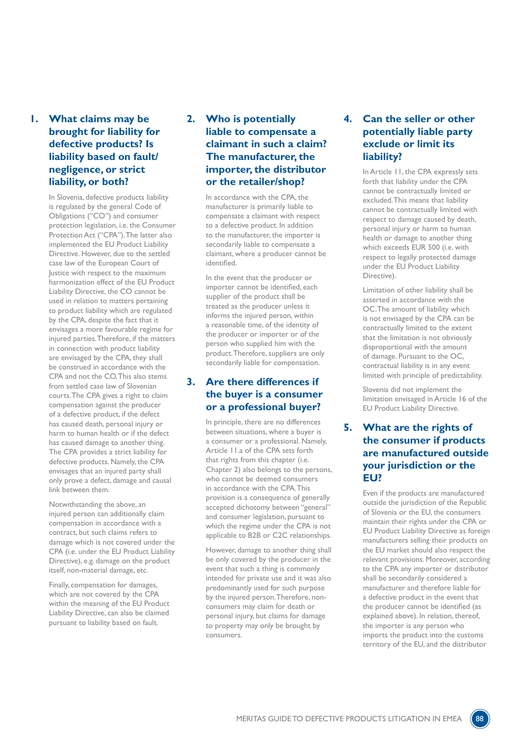## 1. What claims may be brought for liability for defective products? Is liability based on fault/ negligence, or strict liability, or both?

In Slovenia, defective products liability is regulated by the general Code of Obligations ("CO") and consumer protection legislation, i.e. the Consumer Protection Act ("CPA"). The latter also implemented the EU Product Liability Directive. However, due to the settled case law of the European Court of Justice with respect to the maximum harmonization effect of the EU Product Liability Directive, the CO cannot be used in relation to matters pertaining to product liability which are regulated by the CPA, despite the fact that it envisages a more favourable regime for injured parties. Therefore, if the matters in connection with product liability are envisaged by the CPA, they shall be construed in accordance with the CPA and not the CO. This also stems from settled case law of Slovenian courts. The CPA gives a right to claim compensation against the producer of a defective product, if the defect has caused death, personal injury or harm to human health or if the defect has caused damage to another thing. The CPA provides a strict liability for defective products. Namely, the CPA envisages that an injured party shall only prove a defect, damage and causal link between them.

Notwithstanding the above, an injured person can additionally claim compensation in accordance with a contract, but such claims refers to damage which is not covered under the CPA (i.e. under the EU Product Liability Directive), e.g. damage on the product itself, non-material damage, etc.

Finally, compensation for damages, which are not covered by the CPA within the meaning of the EU Product Liability Directive, can also be claimed pursuant to liability based on fault.

## 2. Who is potentially liable to compensate a claimant in such a claim? The manufacturer, the importer, the distributor or the retailer/shop?

In accordance with the CPA, the manufacturer is primarily liable to compensate a claimant with respect to a defective product. In addition to the manufacturer, the importer is secondarily liable to compensate a claimant, where a producer cannot be identified.

In the event that the producer or importer cannot be identified, each supplier of the product shall be treated as the producer unless it informs the injured person, within a reasonable time, of the identity of the producer or importer or of the person who supplied him with the product. Therefore, suppliers are only secondarily liable for compensation.

## 3. Are there differences if the buyer is a consumer or a professional buyer?

In principle, there are no differences between situations, where a buyer is a consumer or a professional. Namely, Article 11.a of the CPA sets forth that rights from this chapter (i.e. Chapter 2) also belongs to the persons, who cannot be deemed consumers in accordance with the CPA. This provision is a consequence of generally accepted dichotomy between "general" and consumer legislation, pursuant to which the regime under the CPA is not applicable to B2B or C2C relationships.

However, damage to another thing shall be only covered by the producer in the event that such a thing is commonly intended for private use and it was also predominantly used for such purpose by the injured person. Therefore, non-consumers may claim for death or personal injury, but claims for damage to property may only be brought by consumers.

## 4. Can the seller or other potentially liable party exclude or limit its liability?

In Article 11, the CPA expressly sets forth that liability under the CPA cannot be contractually limited or excluded. This means that liability cannot be contractually limited with respect to damage caused by death, personal injury or harm to human health or damage to another thing which exceeds EUR 500 (i.e. with respect to legally protected damage under the EU Product Liability Directive).

Limitation of other liability shall be asserted in accordance with the OC. The amount of liability which is not envisaged by the CPA can be contractually limited to the extent that the limitation is not obviously disproportional with the amount of damage. Pursuant to the OC, contractual liability is in any event limited with principle of predictability.

Slovenia did not implement the limitation envisaged in Article 16 of the EU Product Liability Directive.

## 5. What are the rights of the consumer if products are manufactured outside your jurisdiction or the EU?

Even if the products are manufactured outside the jurisdiction of the Republic of Slovenia or the EU, the consumers maintain their rights under the CPA or EU Product Liability Directive as foreign manufacturers selling their products on the EU market should also respect the relevant provisions. Moreover, according to the CPA any importer or distributor shall be secondarily considered a manufacturer and therefore liable for a defective product in the event that the producer cannot be identified (as explained above). In relation, thereof, the importer is any person who imports the product into the customs territory of the EU, and the distributor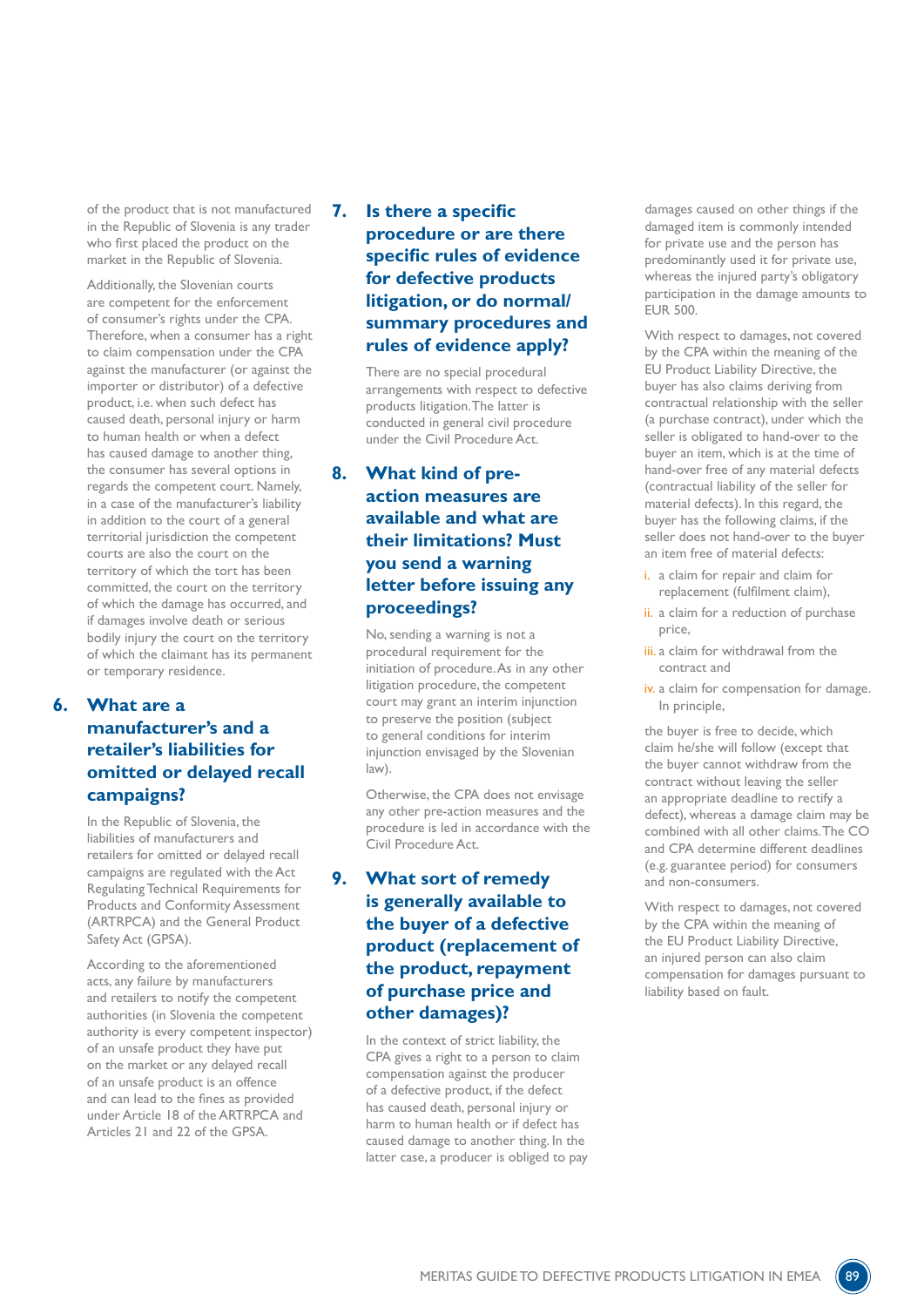of the product that is not manufactured in the Republic of Slovenia is any trader who first placed the product on the market in the Republic of Slovenia.

Additionally, the Slovenian courts are competent for the enforcement of consumer's rights under the CPA. Therefore, when a consumer has a right to claim compensation under the CPA against the manufacturer (or against the importer or distributor) of a defective product, i.e. when such defect has caused death, personal injury or harm to human health or when a defect has caused damage to another thing, the consumer has several options in regards the competent court. Namely, in a case of the manufacturer's liability in addition to the court of a general territorial jurisdiction the competent courts are also the court on the territory of which the tort has been committed, the court on the territory of which the damage has occurred, and if damages involve death or serious bodily injury the court on the territory of which the claimant has its permanent or temporary residence.

## 6. What are a manufacturer's and a retailer's liabilities for omitted or delayed recall campaigns?

In the Republic of Slovenia, the liabilities of manufacturers and retailers for omitted or delayed recall campaigns are regulated with the Act Regulating Technical Requirements for Products and Conformity Assessment (ARTRPCA) and the General Product Safety Act (GPSA).

According to the aforementioned acts, any failure by manufacturers and retailers to notify the competent authorities (in Slovenia the competent authority is every competent inspector) of an unsafe product they have put on the market or any delayed recall of an unsafe product is an offence and can lead to the fines as provided under Article 18 of the ARTRPCA and Articles 21 and 22 of the GPSA.

## 7. Is there a specific procedure or are there specific rules of evidence for defective products litigation, or do normal/summary procedures and rules of evidence apply?

There are no special procedural arrangements with respect to defective products litigation. The latter is conducted in general civil procedure under the Civil Procedure Act.

## 8. What kind of pre-action measures are available and what are their limitations? Must you send a warning letter before issuing any proceedings?

No, sending a warning is not a procedural requirement for the initiation of procedure. As in any other litigation procedure, the competent court may grant an interim injunction to preserve the position (subject to general conditions for interim injunction envisaged by the Slovenian law).

Otherwise, the CPA does not envisage any other pre-action measures and the procedure is led in accordance with the Civil Procedure Act.

## 9. What sort of remedy is generally available to the buyer of a defective product (replacement of the product, repayment of purchase price and other damages)?

In the context of strict liability, the CPA gives a right to a person to claim compensation against the producer of a defective product, if the defect has caused death, personal injury or harm to human health or if defect has caused damage to another thing. In the latter case, a producer is obliged to pay damages caused on other things if the damaged item is commonly intended for private use and the person has predominantly used it for private use, whereas the injured party's obligatory participation in the damage amounts to EUR 500.

With respect to damages, not covered by the CPA within the meaning of the EU Product Liability Directive, the buyer has also claims deriving from contractual relationship with the seller (a purchase contract), under which the seller is obligated to hand-over to the buyer an item, which is at the time of hand-over free of any material defects (contractual liability of the seller for material defects). In this regard, the buyer has the following claims, if the seller does not hand-over to the buyer an item free of material defects:

i. a claim for repair and claim for replacement (fulfilment claim),
ii. a claim for a reduction of purchase price,
iii. a claim for withdrawal from the contract and
iv. a claim for compensation for damage. In principle,

the buyer is free to decide, which claim he/she will follow (except that the buyer cannot withdraw from the contract without leaving the seller an appropriate deadline to rectify a defect), whereas a damage claim may be combined with all other claims. The CO and CPA determine different deadlines (e.g. guarantee period) for consumers and non-consumers.

With respect to damages, not covered by the CPA within the meaning of the EU Product Liability Directive, an injured person can also claim compensation for damages pursuant to liability based on fault.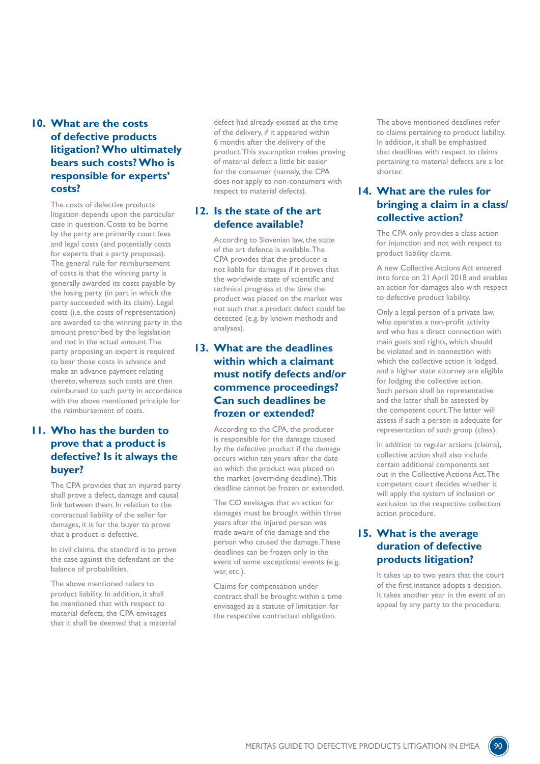## 10. What are the costs of defective products litigation? Who ultimately bears such costs? Who is responsible for experts' costs?

The costs of defective products litigation depends upon the particular case in question. Costs to be borne by the party are primarily court fees and legal costs (and potentially costs for experts that a party proposes). The general rule for reimbursement of costs is that the winning party is generally awarded its costs payable by the losing party (in part in which the party succeeded with its claim). Legal costs (i.e. the costs of representation) are awarded to the winning party in the amount prescribed by the legislation and not in the actual amount. The party proposing an expert is required to bear those costs in advance and make an advance payment relating thereto, whereas such costs are then reimbursed to such party in accordance with the above mentioned principle for the reimbursement of costs.

## 11. Who has the burden to prove that a product is defective? Is it always the buyer?

The CPA provides that an injured party shall prove a defect, damage and causal link between them. In relation to the contractual liability of the seller for damages, it is for the buyer to prove that a product is defective.

In civil claims, the standard is to prove the case against the defendant on the balance of probabilities.

The above mentioned refers to product liability. In addition, it shall be mentioned that with respect to material defects, the CPA envisages that it shall be deemed that a material defect had already existed at the time of the delivery, if it appeared within 6 months after the delivery of the product. This assumption makes proving of material defect a little bit easier for the consumer (namely, the CPA does not apply to non-consumers with respect to material defects).

## 12. Is the state of the art defence available?

According to Slovenian law, the state of the art defence is available. The CPA provides that the producer is not liable for damages if it proves that the worldwide state of scientific and technical progress at the time the product was placed on the market was not such that a product defect could be detected (e.g. by known methods and analyses).

## 13. What are the deadlines within which a claimant must notify defects and/or commence proceedings? Can such deadlines be frozen or extended?

According to the CPA, the producer is responsible for the damage caused by the defective product if the damage occurs within ten years after the date on which the product was placed on the market (overriding deadline). This deadline cannot be frozen or extended.

The CO envisages that an action for damages must be brought within three years after the injured person was made aware of the damage and the person who caused the damage. These deadlines can be frozen only in the event of some exceptional events (e.g. war, etc.).

Claims for compensation under contract shall be brought within a time envisaged as a statute of limitation for the respective contractual obligation.

The above mentioned deadlines refer to claims pertaining to product liability. In addition, it shall be emphasised that deadlines with respect to claims pertaining to material defects are a lot shorter.

## 14. What are the rules for bringing a claim in a class/collective action?

The CPA only provides a class action for injunction and not with respect to product liability claims.

A new Collective Actions Act entered into force on 21 April 2018 and enables an action for damages also with respect to defective product liability.

Only a legal person of a private law, who operates a non-profit activity and who has a direct connection with main goals and rights, which should be violated and in connection with which the collective action is lodged, and a higher state attorney are eligible for lodging the collective action. Such person shall be representative and the latter shall be assessed by the competent court. The latter will assess if such a person is adequate for representation of such group (class).

In addition to regular actions (claims), collective action shall also include certain additional components set out in the Collective Actions Act. The competent court decides whether it will apply the system of inclusion or exclusion to the respective collection action procedure.

## 15. What is the average duration of defective products litigation?

It takes up to two years that the court of the first instance adopts a decision. It takes another year in the event of an appeal by any party to the procedure.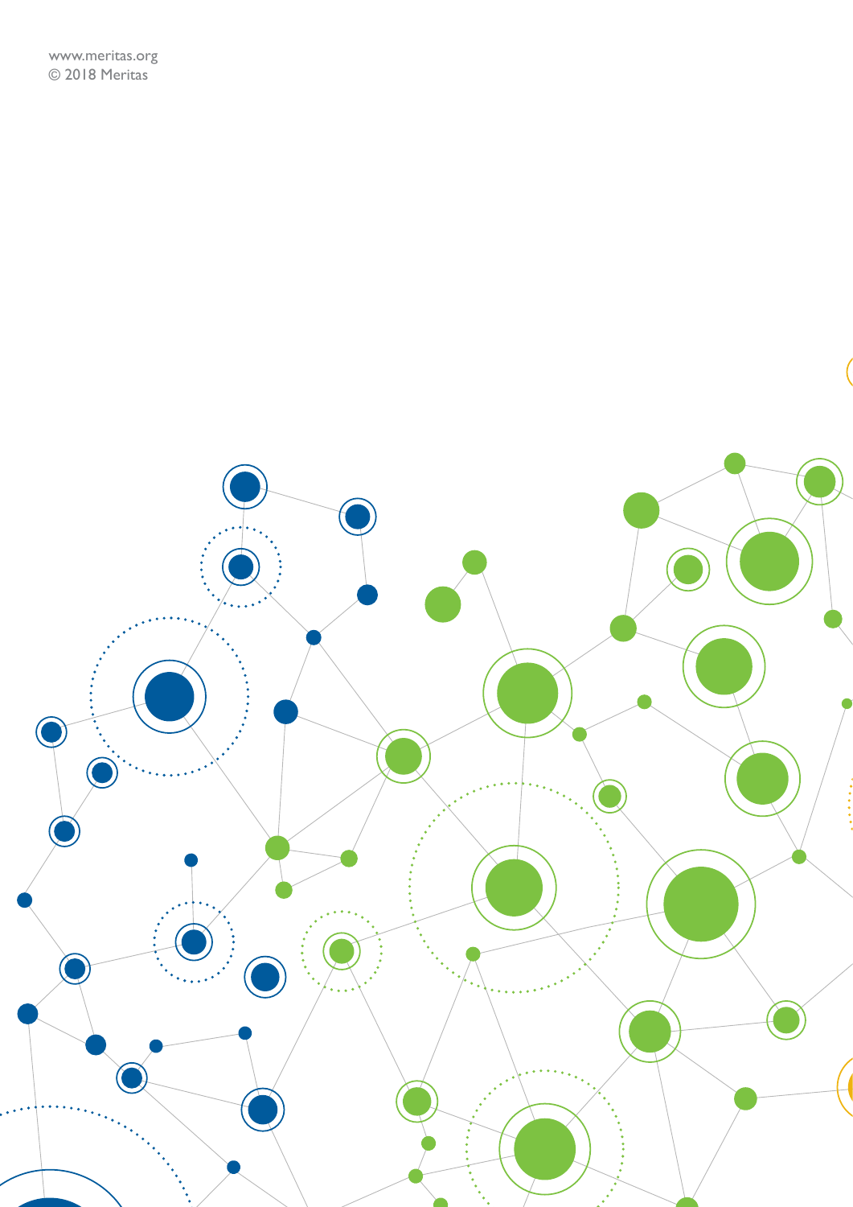www.meritas.org
© 2018 Meritas